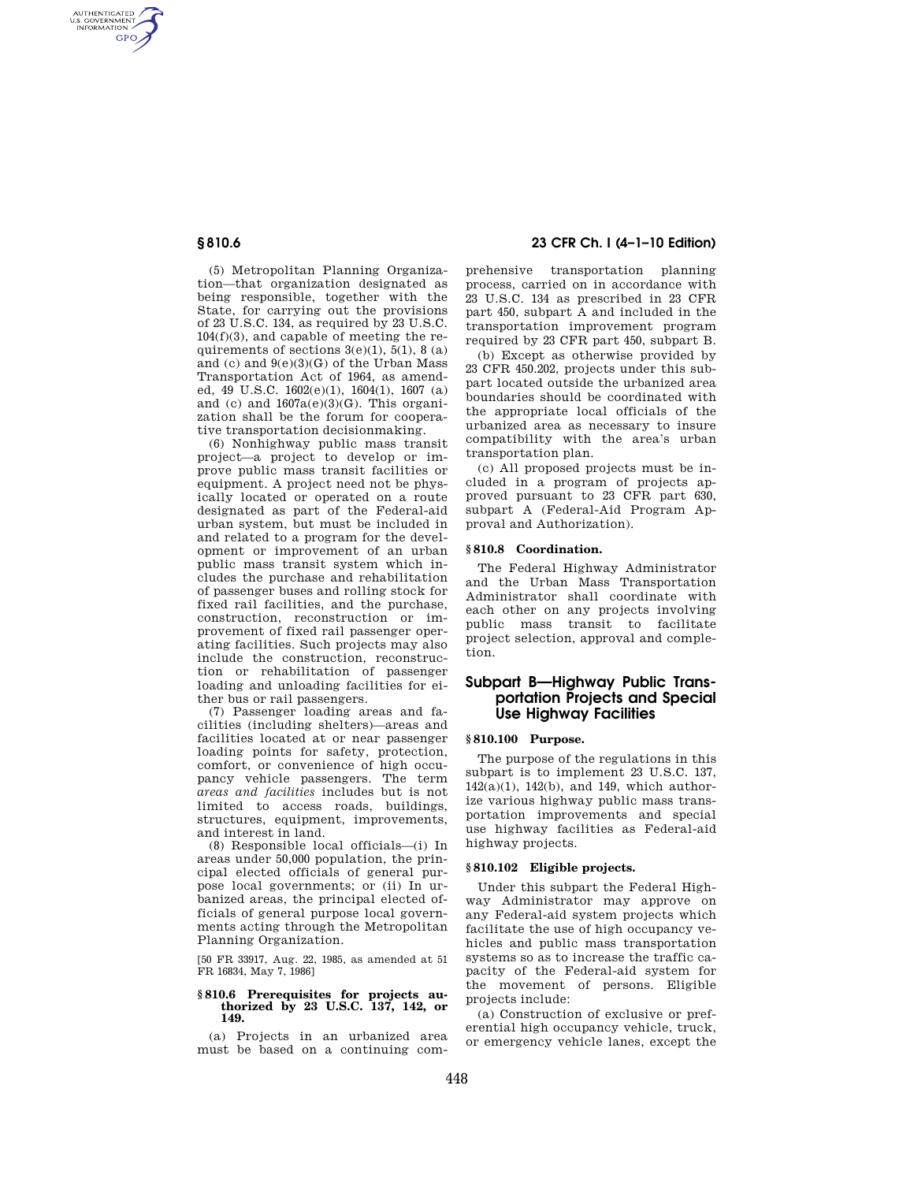(5) Metropolitan Planning Organization—that organization designated as being responsible, together with the State, for carrying out the provisions of 23 U.S.C. 134, as required by 23 U.S.C. 104(f)(3), and capable of meeting the requirements of sections 3(e)(1), 5(1), 8 (a) and (c) and 9(e)(3)(G) of the Urban Mass Transportation Act of 1964, as amended, 49 U.S.C. 1602(e)(1), 1604(1), 1607 (a) and (c) and 1607a(e)(3)(G). This organization shall be the forum for cooperative transportation decisionmaking.

(6) Nonhighway public mass transit project—a project to develop or improve public mass transit facilities or equipment. A project need not be physically located or operated on a route designated as part of the Federal-aid urban system, but must be included in and related to a program for the development or improvement of an urban public mass transit system which includes the purchase and rehabilitation of passenger buses and rolling stock for fixed rail facilities, and the purchase, construction, reconstruction or improvement of fixed rail passenger operating facilities. Such projects may also include the construction, reconstruction or rehabilitation of passenger loading and unloading facilities for either bus or rail passengers.

(7) Passenger loading areas and facilities (including shelters)—areas and facilities located at or near passenger loading points for safety, protection, comfort, or convenience of high occupancy vehicle passengers. The term *areas and facilities* includes but is not limited to access roads, buildings, structures, equipment, improvements, and interest in land.

(8) Responsible local officials—(i) In areas under 50,000 population, the principal elected officials of general purpose local governments; or (ii) In urbanized areas, the principal elected officials of general purpose local governments acting through the Metropolitan Planning Organization.

[50 FR 33917, Aug. 22, 1985, as amended at 51 FR 16834, May 7, 1986]

**§ 810.6 Prerequisites for projects authorized by 23 U.S.C. 137, 142, or 149.**

(a) Projects in an urbanized area must be based on a continuing comprehensive transportation planning process, carried on in accordance with 23 U.S.C. 134 as prescribed in 23 CFR part 450, subpart A and included in the transportation improvement program required by 23 CFR part 450, subpart B.

(b) Except as otherwise provided by 23 CFR 450.202, projects under this subpart located outside the urbanized area boundaries should be coordinated with the appropriate local officials of the urbanized area as necessary to insure compatibility with the area's urban transportation plan.

(c) All proposed projects must be included in a program of projects approved pursuant to 23 CFR part 630, subpart A (Federal-Aid Program Approval and Authorization).

**§ 810.8 Coordination.**

The Federal Highway Administrator and the Urban Mass Transportation Administrator shall coordinate with each other on any projects involving public mass transit to facilitate project selection, approval and completion.

## Subpart B—Highway Public Transportation Projects and Special Use Highway Facilities

**§ 810.100 Purpose.**

The purpose of the regulations in this subpart is to implement 23 U.S.C. 137, 142(a)(1), 142(b), and 149, which authorize various highway public mass transportation improvements and special use highway facilities as Federal-aid highway projects.

**§ 810.102 Eligible projects.**

Under this subpart the Federal Highway Administrator may approve on any Federal-aid system projects which facilitate the use of high occupancy vehicles and public mass transportation systems so as to increase the traffic capacity of the Federal-aid system for the movement of persons. Eligible projects include:

(a) Construction of exclusive or preferential high occupancy vehicle, truck, or emergency vehicle lanes, except the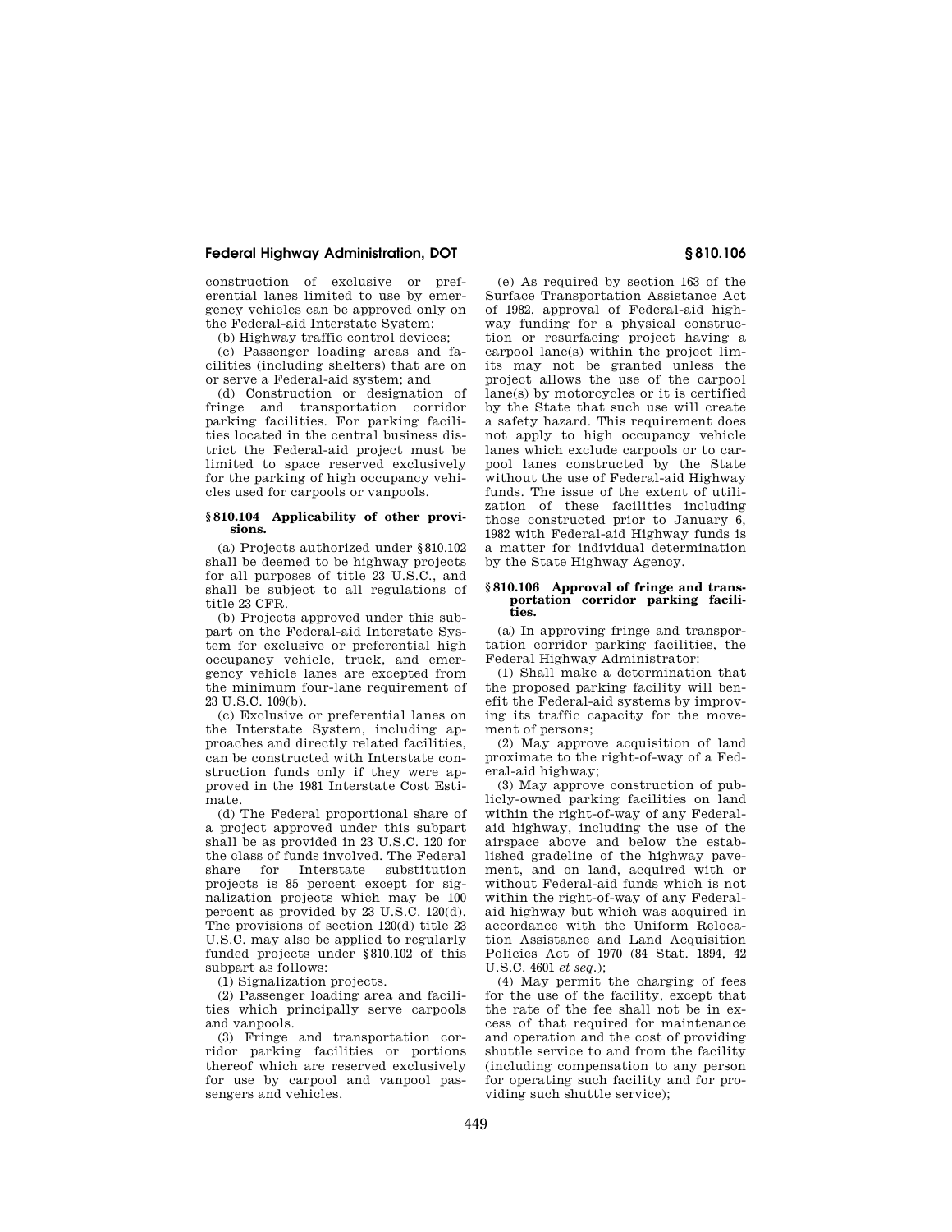construction of exclusive or preferential lanes limited to use by emergency vehicles can be approved only on the Federal-aid Interstate System;

(b) Highway traffic control devices;

(c) Passenger loading areas and facilities (including shelters) that are on or serve a Federal-aid system; and

(d) Construction or designation of fringe and transportation corridor parking facilities. For parking facilities located in the central business district the Federal-aid project must be limited to space reserved exclusively for the parking of high occupancy vehicles used for carpools or vanpools.

### § 810.104 Applicability of other provisions.

(a) Projects authorized under § 810.102 shall be deemed to be highway projects for all purposes of title 23 U.S.C., and shall be subject to all regulations of title 23 CFR.

(b) Projects approved under this subpart on the Federal-aid Interstate System for exclusive or preferential high occupancy vehicle, truck, and emergency vehicle lanes are excepted from the minimum four-lane requirement of 23 U.S.C. 109(b).

(c) Exclusive or preferential lanes on the Interstate System, including approaches and directly related facilities, can be constructed with Interstate construction funds only if they were approved in the 1981 Interstate Cost Estimate.

(d) The Federal proportional share of a project approved under this subpart shall be as provided in 23 U.S.C. 120 for the class of funds involved. The Federal share for Interstate substitution projects is 85 percent except for signalization projects which may be 100 percent as provided by 23 U.S.C. 120(d). The provisions of section 120(d) title 23 U.S.C. may also be applied to regularly funded projects under § 810.102 of this subpart as follows:

(1) Signalization projects.

(2) Passenger loading area and facilities which principally serve carpools and vanpools.

(3) Fringe and transportation corridor parking facilities or portions thereof which are reserved exclusively for use by carpool and vanpool passengers and vehicles.

(e) As required by section 163 of the Surface Transportation Assistance Act of 1982, approval of Federal-aid highway funding for a physical construction or resurfacing project having a carpool lane(s) within the project limits may not be granted unless the project allows the use of the carpool lane(s) by motorcycles or it is certified by the State that such use will create a safety hazard. This requirement does not apply to high occupancy vehicle lanes which exclude carpools or to carpool lanes constructed by the State without the use of Federal-aid Highway funds. The issue of the extent of utilization of these facilities including those constructed prior to January 6, 1982 with Federal-aid Highway funds is a matter for individual determination by the State Highway Agency.

### § 810.106 Approval of fringe and transportation corridor parking facilities.

(a) In approving fringe and transportation corridor parking facilities, the Federal Highway Administrator:

(1) Shall make a determination that the proposed parking facility will benefit the Federal-aid systems by improving its traffic capacity for the movement of persons;

(2) May approve acquisition of land proximate to the right-of-way of a Federal-aid highway;

(3) May approve construction of publicly-owned parking facilities on land within the right-of-way of any Federal-aid highway, including the use of the airspace above and below the established gradeline of the highway pavement, and on land, acquired with or without Federal-aid funds which is not within the right-of-way of any Federal-aid highway but which was acquired in accordance with the Uniform Relocation Assistance and Land Acquisition Policies Act of 1970 (84 Stat. 1894, 42 U.S.C. 4601 *et seq.*);

(4) May permit the charging of fees for the use of the facility, except that the rate of the fee shall not be in excess of that required for maintenance and operation and the cost of providing shuttle service to and from the facility (including compensation to any person for operating such facility and for providing such shuttle service);